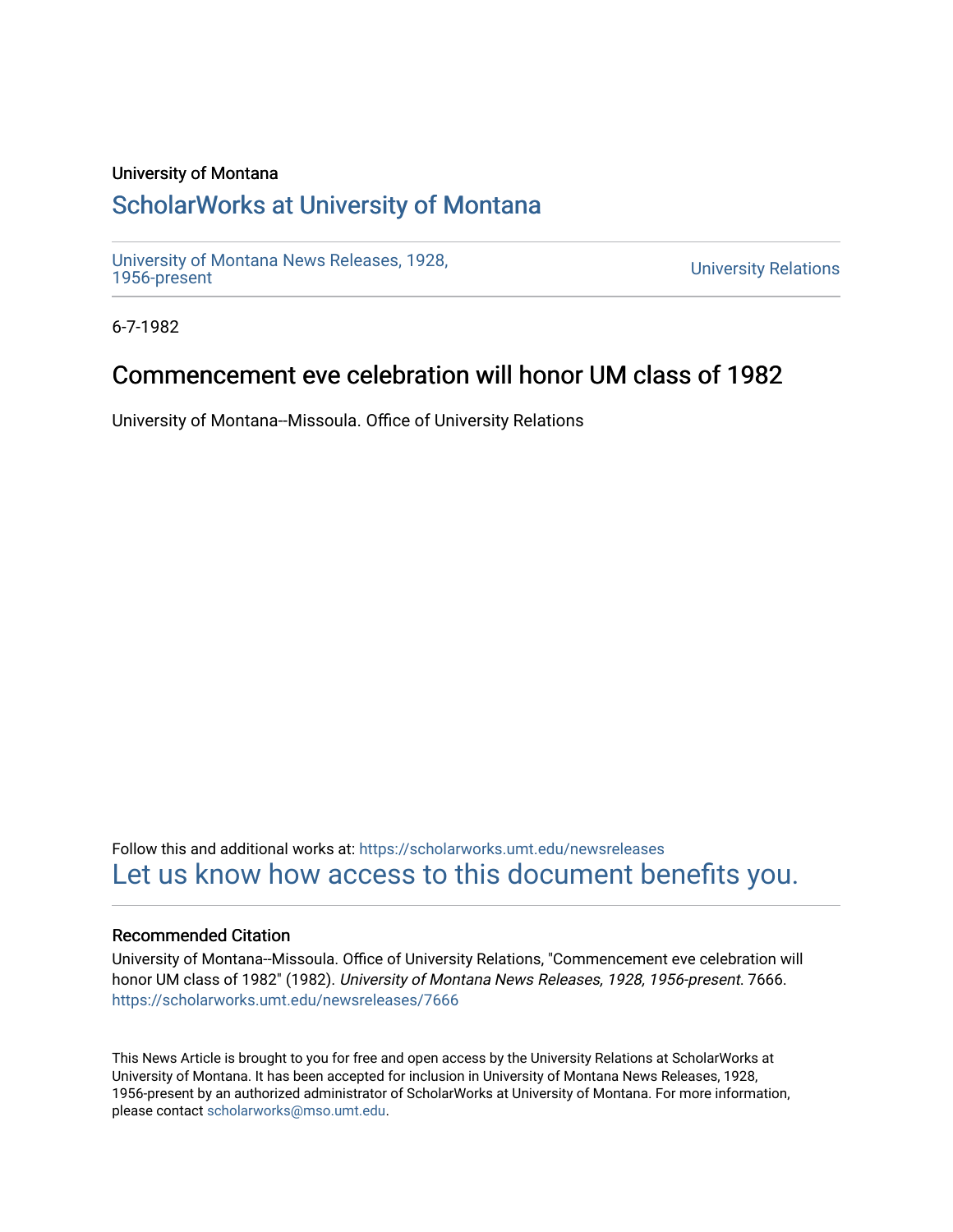University of Montana

# ScholarWorks at University of Montana

University of Montana News Releases, 1928, 1956-present

University Relations

6-7-1982

## Commencement eve celebration will honor UM class of 1982

University of Montana--Missoula. Office of University Relations

Follow this and additional works at: https://scholarworks.umt.edu/newsreleases

Let us know how access to this document benefits you.

### Recommended Citation

University of Montana--Missoula. Office of University Relations, "Commencement eve celebration will honor UM class of 1982" (1982). *University of Montana News Releases, 1928, 1956-present*. 7666.
https://scholarworks.umt.edu/newsreleases/7666

This News Article is brought to you for free and open access by the University Relations at ScholarWorks at University of Montana. It has been accepted for inclusion in University of Montana News Releases, 1928, 1956-present by an authorized administrator of ScholarWorks at University of Montana. For more information, please contact scholarworks@mso.umt.edu.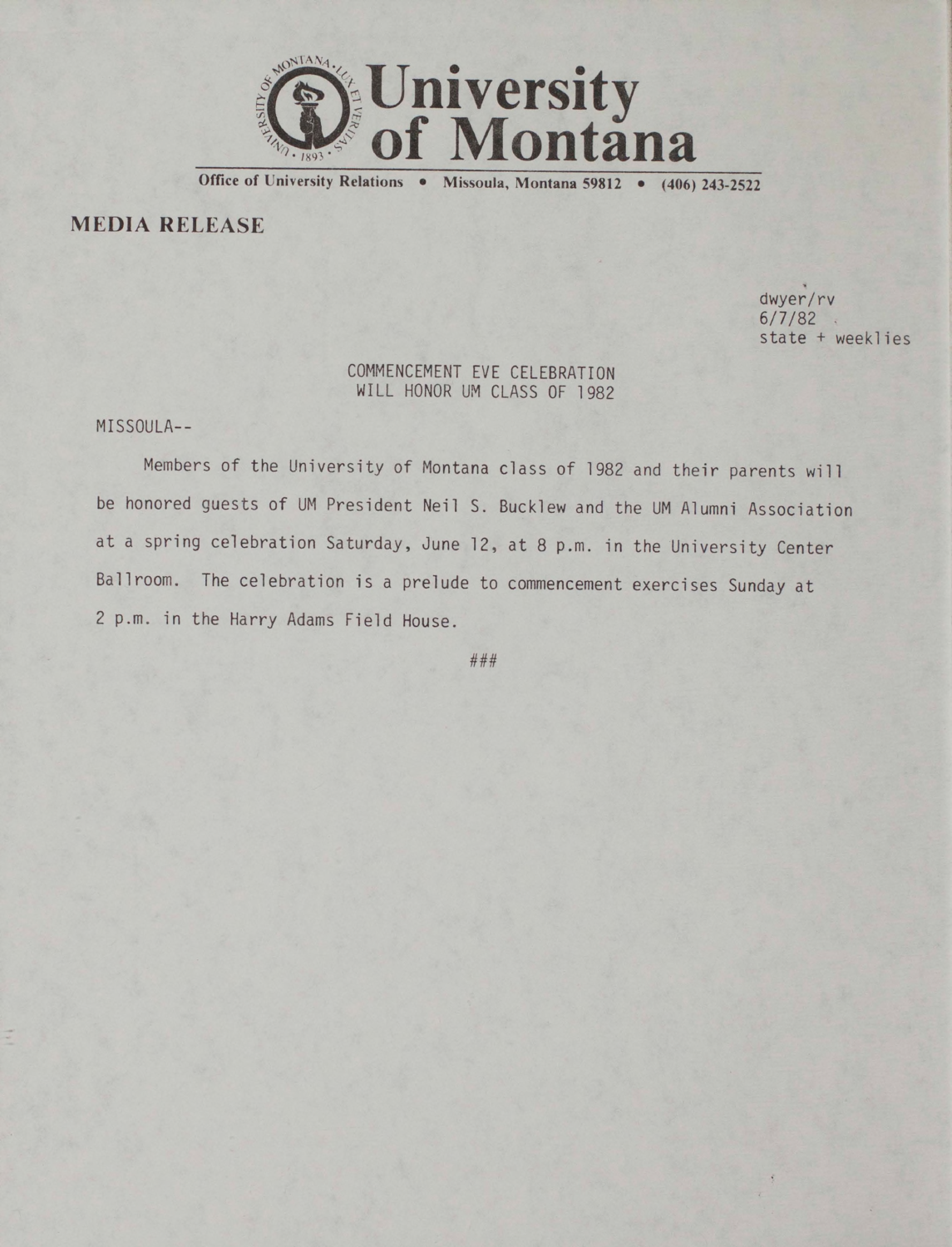# University of Montana

Office of University Relations • Missoula, Montana 59812 • (406) 243-2522

## MEDIA RELEASE

dwyer/rv
6/7/82
state + weeklies

COMMENCEMENT EVE CELEBRATION
WILL HONOR UM CLASS OF 1982

MISSOULA--

Members of the University of Montana class of 1982 and their parents will be honored guests of UM President Neil S. Bucklew and the UM Alumni Association at a spring celebration Saturday, June 12, at 8 p.m. in the University Center Ballroom. The celebration is a prelude to commencement exercises Sunday at 2 p.m. in the Harry Adams Field House.

###